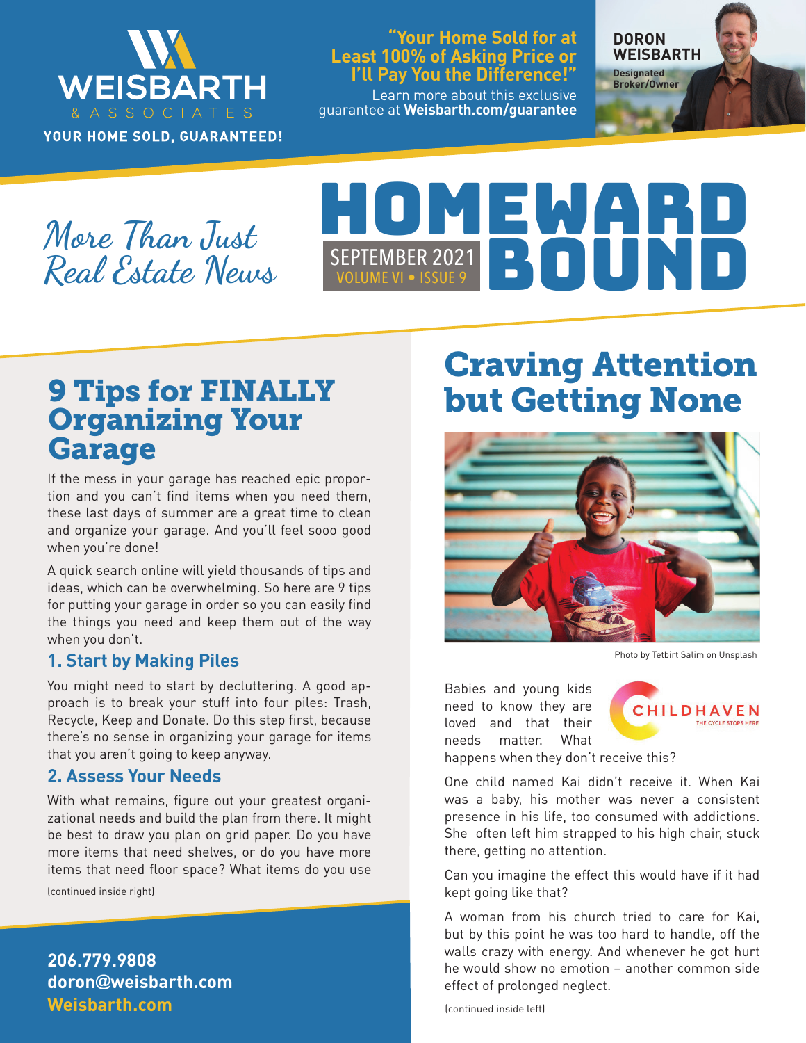WEISBARTH & ASSOCIATES

YOUR HOME SOLD, GUARANTEED!

**"Your Home Sold for at Least 100% of Asking Price or I'll Pay You the Difference!"**

Learn more about this exclusive guarantee at **Weisbarth.com/guarantee**

**DORON WEISBARTH**
Designated Broker/Owner

*More Than Just Real Estate News*

# HOMEWARD BOUND

SEPTEMBER 2021
VOLUME VI • ISSUE 9

## 9 Tips for FINALLY Organizing Your Garage

If the mess in your garage has reached epic proportion and you can't find items when you need them, these last days of summer are a great time to clean and organize your garage. And you'll feel sooo good when you're done!

A quick search online will yield thousands of tips and ideas, which can be overwhelming. So here are 9 tips for putting your garage in order so you can easily find the things you need and keep them out of the way when you don't.

### 1. Start by Making Piles

You might need to start by decluttering. A good approach is to break your stuff into four piles: Trash, Recycle, Keep and Donate. Do this step first, because there's no sense in organizing your garage for items that you aren't going to keep anyway.

### 2. Assess Your Needs

With what remains, figure out your greatest organizational needs and build the plan from there. It might be best to draw you plan on grid paper. Do you have more items that need shelves, or do you have more items that need floor space? What items do you use

(continued inside right)

**206.779.9808**
**doron@weisbarth.com**
**Weisbarth.com**

## Craving Attention but Getting None

Photo by Tetbirt Salim on Unsplash

CHILDHAVEN
THE CYCLE STOPS HERE

Babies and young kids need to know they are loved and that their needs matter. What happens when they don't receive this?

One child named Kai didn't receive it. When Kai was a baby, his mother was never a consistent presence in his life, too consumed with addictions. She often left him strapped to his high chair, stuck there, getting no attention.

Can you imagine the effect this would have if it had kept going like that?

A woman from his church tried to care for Kai, but by this point he was too hard to handle, off the walls crazy with energy. And whenever he got hurt he would show no emotion – another common side effect of prolonged neglect.

(continued inside left)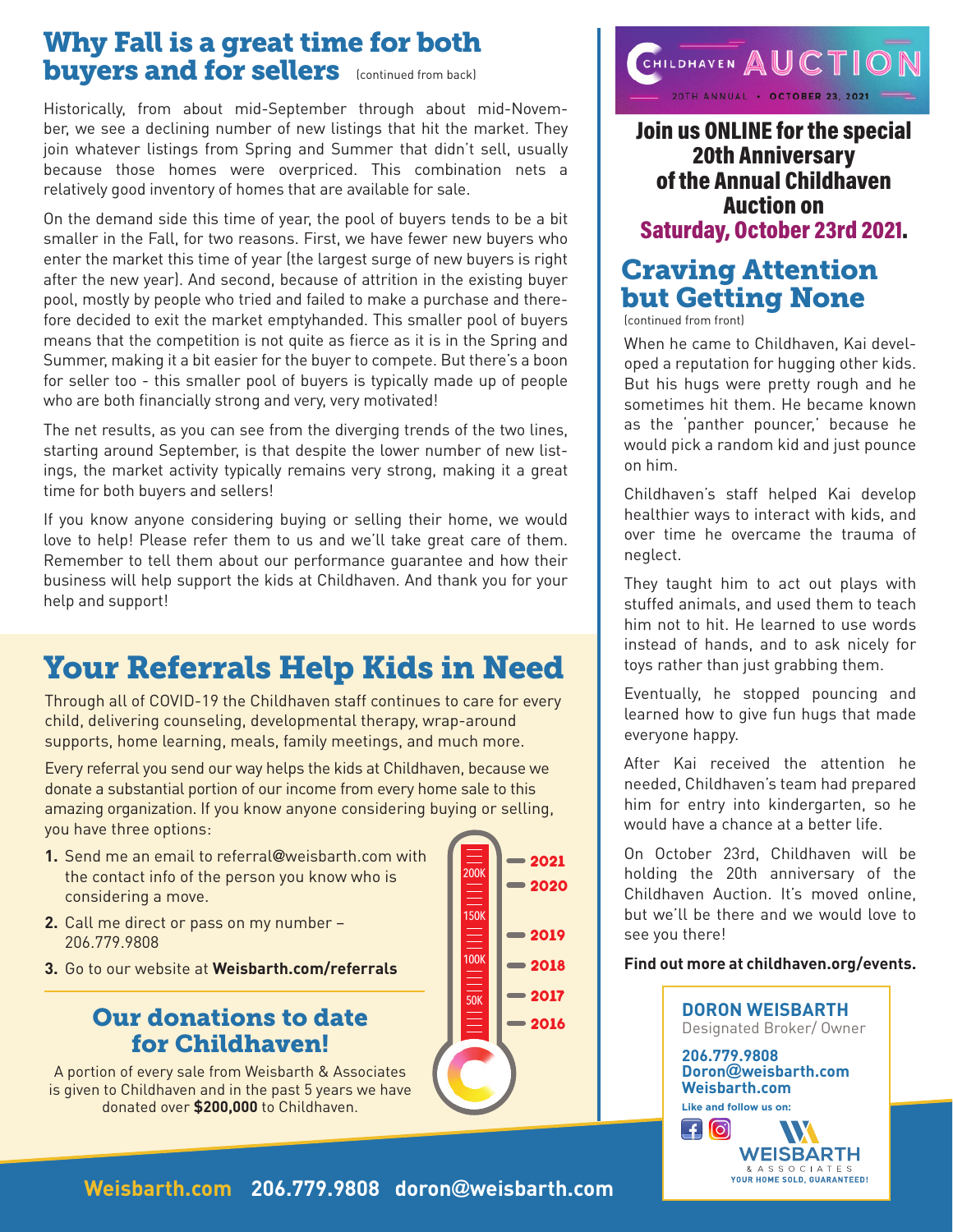## Why Fall is a great time for both buyers and for sellers

(continued from back)

Historically, from about mid-September through about mid-November, we see a declining number of new listings that hit the market. They join whatever listings from Spring and Summer that didn't sell, usually because those homes were overpriced. This combination nets a relatively good inventory of homes that are available for sale.

On the demand side this time of year, the pool of buyers tends to be a bit smaller in the Fall, for two reasons. First, we have fewer new buyers who enter the market this time of year (the largest surge of new buyers is right after the new year). And second, because of attrition in the existing buyer pool, mostly by people who tried and failed to make a purchase and therefore decided to exit the market emptyhanded. This smaller pool of buyers means that the competition is not quite as fierce as it is in the Spring and Summer, making it a bit easier for the buyer to compete. But there's a boon for seller too - this smaller pool of buyers is typically made up of people who are both financially strong and very, very motivated!

The net results, as you can see from the diverging trends of the two lines, starting around September, is that despite the lower number of new listings, the market activity typically remains very strong, making it a great time for both buyers and sellers!

If you know anyone considering buying or selling their home, we would love to help! Please refer them to us and we'll take great care of them. Remember to tell them about our performance guarantee and how their business will help support the kids at Childhaven. And thank you for your help and support!

## Your Referrals Help Kids in Need

Through all of COVID-19 the Childhaven staff continues to care for every child, delivering counseling, developmental therapy, wrap-around supports, home learning, meals, family meetings, and much more.

Every referral you send our way helps the kids at Childhaven, because we donate a substantial portion of our income from every home sale to this amazing organization. If you know anyone considering buying or selling, you have three options:

1. Send me an email to referral@weisbarth.com with the contact info of the person you know who is considering a move.
2. Call me direct or pass on my number – 206.779.9808
3. Go to our website at **Weisbarth.com/referrals**

### Our donations to date for Childhaven!

A portion of every sale from Weisbarth & Associates is given to Childhaven and in the past 5 years we have donated over **$200,000** to Childhaven.

50K, 100K, 150K, 200K — 2016, 2017, 2018, 2019, 2020, 2021

CHILDHAVEN AUCTION — 20TH ANNUAL • OCTOBER 23, 2021

**Join us ONLINE for the special 20th Anniversary of the Annual Childhaven Auction on Saturday, October 23rd 2021.**

## Craving Attention but Getting None

(continued from front)

When he came to Childhaven, Kai developed a reputation for hugging other kids. But his hugs were pretty rough and he sometimes hit them. He became known as the 'panther pouncer,' because he would pick a random kid and just pounce on him.

Childhaven's staff helped Kai develop healthier ways to interact with kids, and over time he overcame the trauma of neglect.

They taught him to act out plays with stuffed animals, and used them to teach him not to hit. He learned to use words instead of hands, and to ask nicely for toys rather than just grabbing them.

Eventually, he stopped pouncing and learned how to give fun hugs that made everyone happy.

After Kai received the attention he needed, Childhaven's team had prepared him for entry into kindergarten, so he would have a chance at a better life.

On October 23rd, Childhaven will be holding the 20th anniversary of the Childhaven Auction. It's moved online, but we'll be there and we would love to see you there!

**Find out more at childhaven.org/events.**

**DORON WEISBARTH**
Designated Broker/ Owner

**206.779.9808**
**Doron@weisbarth.com**
**Weisbarth.com**

Like and follow us on:

WEISBARTH & ASSOCIATES — YOUR HOME SOLD, GUARANTEED!

Weisbarth.com 206.779.9808 doron@weisbarth.com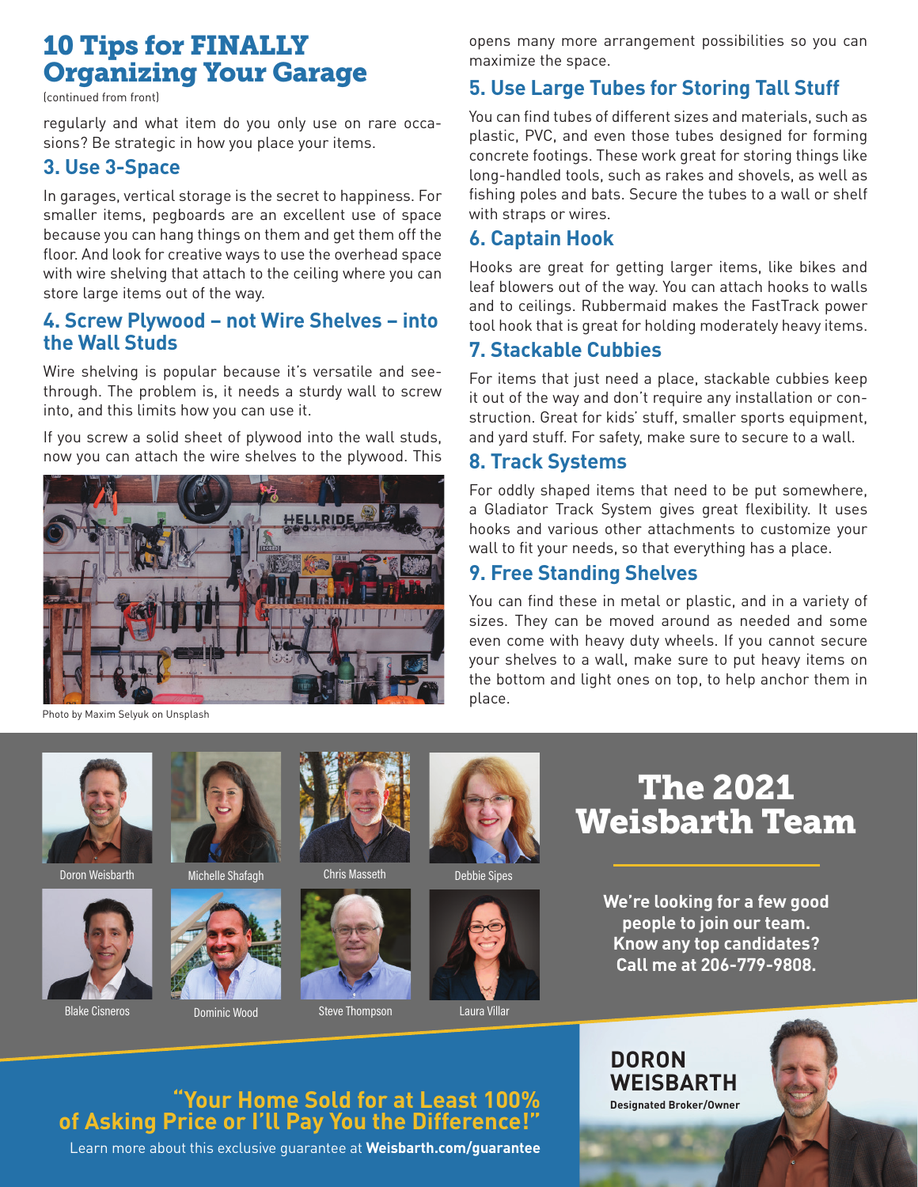# 10 Tips for FINALLY Organizing Your Garage

(continued from front)

regularly and what item do you only use on rare occasions? Be strategic in how you place your items.

## 3. Use 3-Space

In garages, vertical storage is the secret to happiness. For smaller items, pegboards are an excellent use of space because you can hang things on them and get them off the floor. And look for creative ways to use the overhead space with wire shelving that attach to the ceiling where you can store large items out of the way.

## 4. Screw Plywood – not Wire Shelves – into the Wall Studs

Wire shelving is popular because it's versatile and see-through. The problem is, it needs a sturdy wall to screw into, and this limits how you can use it.

If you screw a solid sheet of plywood into the wall studs, now you can attach the wire shelves to the plywood. This opens many more arrangement possibilities so you can maximize the space.

Photo by Maxim Selyuk on Unsplash

## 5. Use Large Tubes for Storing Tall Stuff

You can find tubes of different sizes and materials, such as plastic, PVC, and even those tubes designed for forming concrete footings. These work great for storing things like long-handled tools, such as rakes and shovels, as well as fishing poles and bats. Secure the tubes to a wall or shelf with straps or wires.

## 6. Captain Hook

Hooks are great for getting larger items, like bikes and leaf blowers out of the way. You can attach hooks to walls and to ceilings. Rubbermaid makes the FastTrack power tool hook that is great for holding moderately heavy items.

## 7. Stackable Cubbies

For items that just need a place, stackable cubbies keep it out of the way and don't require any installation or construction. Great for kids' stuff, smaller sports equipment, and yard stuff. For safety, make sure to secure to a wall.

## 8. Track Systems

For oddly shaped items that need to be put somewhere, a Gladiator Track System gives great flexibility. It uses hooks and various other attachments to customize your wall to fit your needs, so that everything has a place.

## 9. Free Standing Shelves

You can find these in metal or plastic, and in a variety of sizes. They can be moved around as needed and some even come with heavy duty wheels. If you cannot secure your shelves to a wall, make sure to put heavy items on the bottom and light ones on top, to help anchor them in place.

# The 2021 Weisbarth Team

Doron Weisbarth, Michelle Shafagh, Chris Masseth, Debbie Sipes, Blake Cisneros, Dominic Wood, Steve Thompson, Laura Villar

**We're looking for a few good people to join our team. Know any top candidates? Call me at 206-779-9808.**

## "Your Home Sold for at Least 100% of Asking Price or I'll Pay You the Difference!"

Learn more about this exclusive guarantee at **Weisbarth.com/guarantee**

**DORON WEISBARTH**
**Designated Broker/Owner**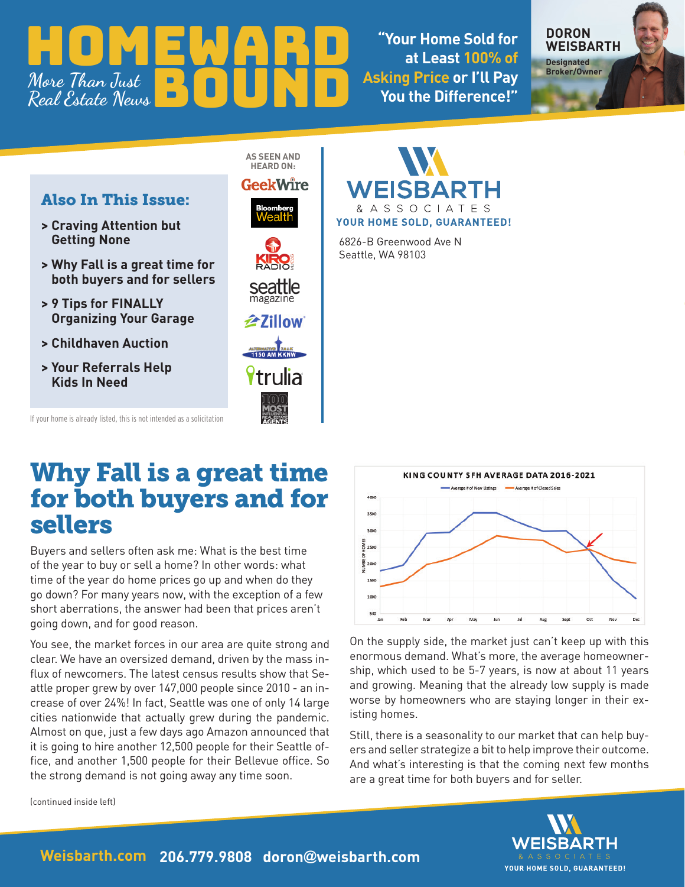# HOMEWARD BOUND

*More Than Just Real Estate News*

**"Your Home Sold for at Least 100% of Asking Price or I'll Pay You the Difference!"**

**DORON WEISBARTH**
Designated Broker/Owner

## Also In This Issue:

- > Craving Attention but Getting None
- > Why Fall is a great time for both buyers and for sellers
- > 9 Tips for FINALLY Organizing Your Garage
- > Childhaven Auction
- > Your Referrals Help Kids In Need

If your home is already listed, this is not intended as a solicitation

AS SEEN AND HEARD ON:

GeekWire
Bloomberg Wealth
KIRO Radio
seattle magazine
Zillow
1150 AM KKNW
trulia
100 Most Influential Real Estate Agents

**WEISBARTH & ASSOCIATES**
**YOUR HOME SOLD, GUARANTEED!**

6826-B Greenwood Ave N
Seattle, WA 98103

# Why Fall is a great time for both buyers and for sellers

Buyers and sellers often ask me: What is the best time of the year to buy or sell a home? In other words: what time of the year do home prices go up and when do they go down? For many years now, with the exception of a few short aberrations, the answer had been that prices aren't going down, and for good reason.

You see, the market forces in our area are quite strong and clear. We have an oversized demand, driven by the mass influx of newcomers. The latest census results show that Seattle proper grew by over 147,000 people since 2010 - an increase of over 24%! In fact, Seattle was one of only 14 large cities nationwide that actually grew during the pandemic. Almost on que, just a few days ago Amazon announced that it is going to hire another 12,500 people for their Seattle office, and another 1,500 people for their Bellevue office. So the strong demand is not going away any time soon.

(continued inside left)

KING COUNTY SFH AVERAGE DATA 2016-2021
Average # of New Listings
Average # of Closed Sales
NUMBER OF HOMES
4000
3500
3000
2500
2000
1500
1000
500
Jan Feb Mar Apr May Jun Jul Aug Sept Oct Nov Dec

On the supply side, the market just can't keep up with this enormous demand. What's more, the average homeownership, which used to be 5-7 years, is now at about 11 years and growing. Meaning that the already low supply is made worse by homeowners who are staying longer in their existing homes.

Still, there is a seasonality to our market that can help buyers and seller strategize a bit to help improve their outcome. And what's interesting is that the coming next few months are a great time for both buyers and for seller.

**Weisbarth.com 206.779.9808 doron@weisbarth.com**

**WEISBARTH & ASSOCIATES — YOUR HOME SOLD, GUARANTEED!**